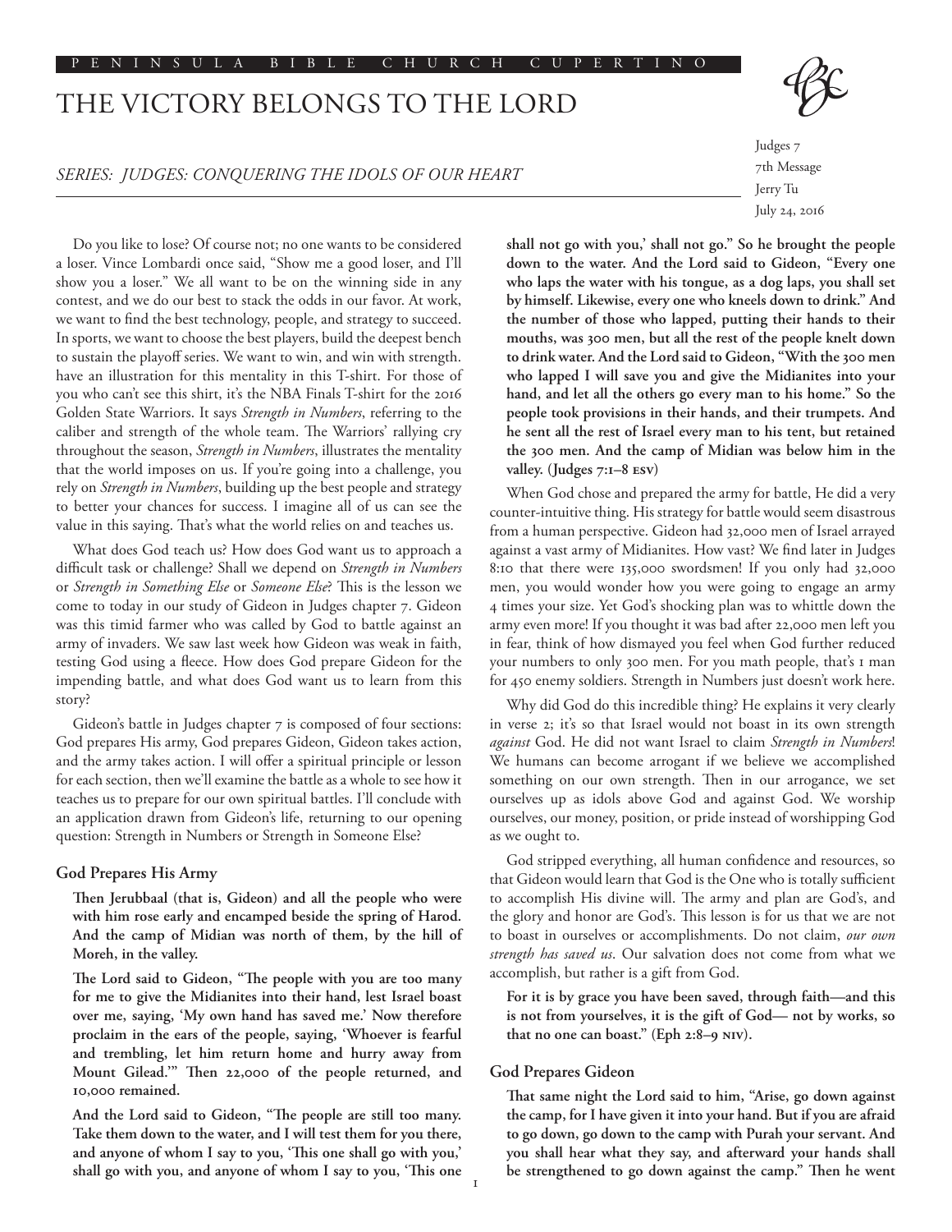# THE VICTORY BELONGS TO THE LORD

*SERIES: JUDGES: CONQUERING THE IDOLS OF OUR HEART*

Judges 7
7th Message
Jerry Tu
July 24, 2016

Do you like to lose? Of course not; no one wants to be considered a loser. Vince Lombardi once said, "Show me a good loser, and I'll show you a loser." We all want to be on the winning side in any contest, and we do our best to stack the odds in our favor. At work, we want to find the best technology, people, and strategy to succeed. In sports, we want to choose the best players, build the deepest bench to sustain the playoff series. We want to win, and win with strength. have an illustration for this mentality in this T-shirt. For those of you who can't see this shirt, it's the NBA Finals T-shirt for the 2016 Golden State Warriors. It says *Strength in Numbers*, referring to the caliber and strength of the whole team. The Warriors' rallying cry throughout the season, *Strength in Numbers*, illustrates the mentality that the world imposes on us. If you're going into a challenge, you rely on *Strength in Numbers*, building up the best people and strategy to better your chances for success. I imagine all of us can see the value in this saying. That's what the world relies on and teaches us.

What does God teach us? How does God want us to approach a difficult task or challenge? Shall we depend on *Strength in Numbers* or *Strength in Something Else* or *Someone Else*? This is the lesson we come to today in our study of Gideon in Judges chapter 7. Gideon was this timid farmer who was called by God to battle against an army of invaders. We saw last week how Gideon was weak in faith, testing God using a fleece. How does God prepare Gideon for the impending battle, and what does God want us to learn from this story?

Gideon's battle in Judges chapter 7 is composed of four sections: God prepares His army, God prepares Gideon, Gideon takes action, and the army takes action. I will offer a spiritual principle or lesson for each section, then we'll examine the battle as a whole to see how it teaches us to prepare for our own spiritual battles. I'll conclude with an application drawn from Gideon's life, returning to our opening question: Strength in Numbers or Strength in Someone Else?

### God Prepares His Army

**Then Jerubbaal (that is, Gideon) and all the people who were with him rose early and encamped beside the spring of Harod. And the camp of Midian was north of them, by the hill of Moreh, in the valley.**

**The Lord said to Gideon, "The people with you are too many for me to give the Midianites into their hand, lest Israel boast over me, saying, 'My own hand has saved me.' Now therefore proclaim in the ears of the people, saying, 'Whoever is fearful and trembling, let him return home and hurry away from Mount Gilead.'" Then 22,000 of the people returned, and 10,000 remained.**

**And the Lord said to Gideon, "The people are still too many. Take them down to the water, and I will test them for you there, and anyone of whom I say to you, 'This one shall go with you,' shall go with you, and anyone of whom I say to you, 'This one shall not go with you,' shall not go." So he brought the people down to the water. And the Lord said to Gideon, "Every one who laps the water with his tongue, as a dog laps, you shall set by himself. Likewise, every one who kneels down to drink." And the number of those who lapped, putting their hands to their mouths, was 300 men, but all the rest of the people knelt down to drink water. And the Lord said to Gideon, "With the 300 men who lapped I will save you and give the Midianites into your hand, and let all the others go every man to his home." So the people took provisions in their hands, and their trumpets. And he sent all the rest of Israel every man to his tent, but retained the 300 men. And the camp of Midian was below him in the valley. (Judges 7:1–8 ESV)**

When God chose and prepared the army for battle, He did a very counter-intuitive thing. His strategy for battle would seem disastrous from a human perspective. Gideon had 32,000 men of Israel arrayed against a vast army of Midianites. How vast? We find later in Judges 8:10 that there were 135,000 swordsmen! If you only had 32,000 men, you would wonder how you were going to engage an army 4 times your size. Yet God's shocking plan was to whittle down the army even more! If you thought it was bad after 22,000 men left you in fear, think of how dismayed you feel when God further reduced your numbers to only 300 men. For you math people, that's 1 man for 450 enemy soldiers. Strength in Numbers just doesn't work here.

Why did God do this incredible thing? He explains it very clearly in verse 2; it's so that Israel would not boast in its own strength *against* God. He did not want Israel to claim *Strength in Numbers*! We humans can become arrogant if we believe we accomplished something on our own strength. Then in our arrogance, we set ourselves up as idols above God and against God. We worship ourselves, our money, position, or pride instead of worshipping God as we ought to.

God stripped everything, all human confidence and resources, so that Gideon would learn that God is the One who is totally sufficient to accomplish His divine will. The army and plan are God's, and the glory and honor are God's. This lesson is for us that we are not to boast in ourselves or accomplishments. Do not claim, *our own strength has saved us*. Our salvation does not come from what we accomplish, but rather is a gift from God.

**For it is by grace you have been saved, through faith—and this is not from yourselves, it is the gift of God— not by works, so that no one can boast." (Eph 2:8–9 NIV).**

### God Prepares Gideon

**That same night the Lord said to him, "Arise, go down against the camp, for I have given it into your hand. But if you are afraid to go down, go down to the camp with Purah your servant. And you shall hear what they say, and afterward your hands shall be strengthened to go down against the camp." Then he went**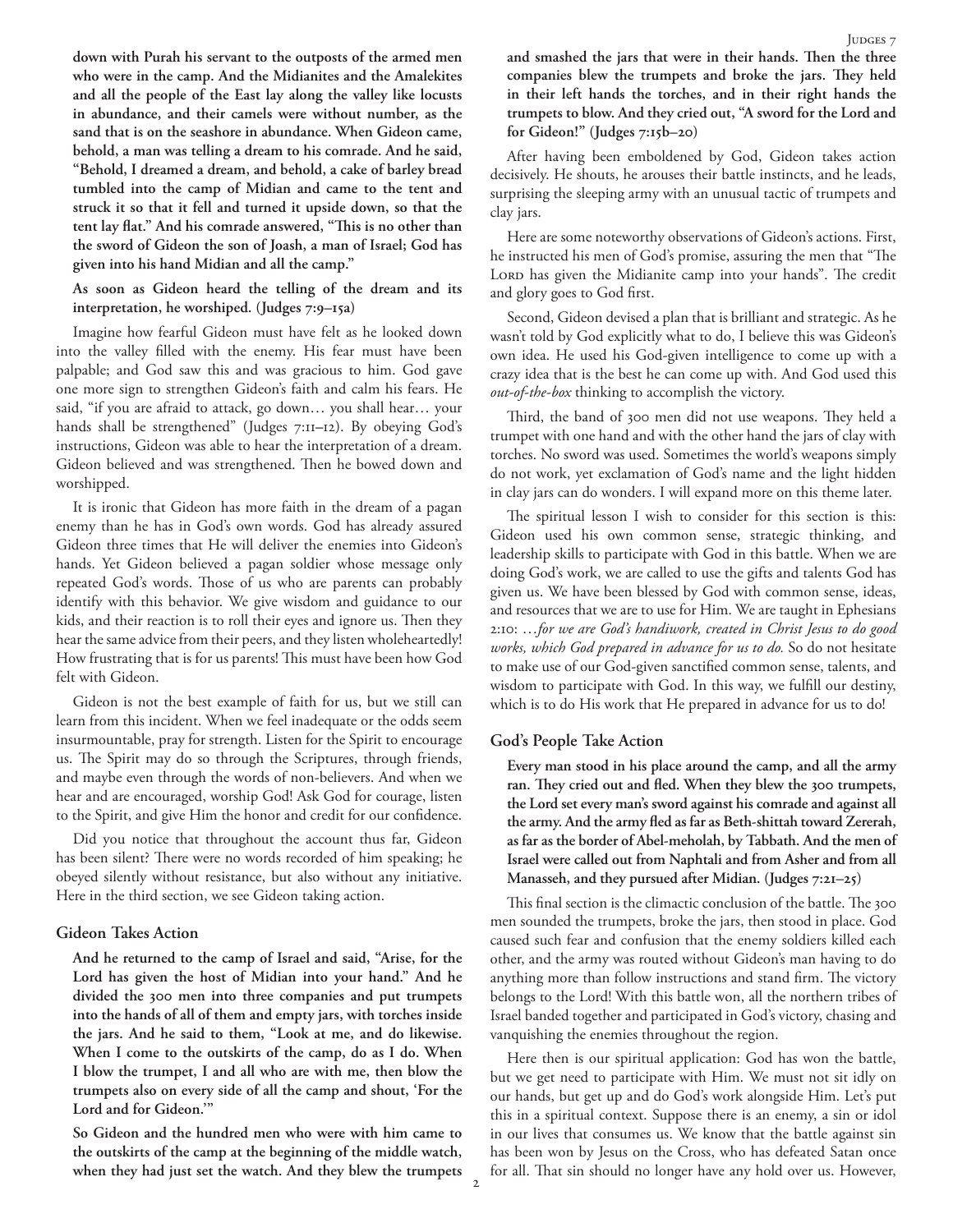**down with Purah his servant to the outposts of the armed men who were in the camp. And the Midianites and the Amalekites and all the people of the East lay along the valley like locusts in abundance, and their camels were without number, as the sand that is on the seashore in abundance. When Gideon came, behold, a man was telling a dream to his comrade. And he said, "Behold, I dreamed a dream, and behold, a cake of barley bread tumbled into the camp of Midian and came to the tent and struck it so that it fell and turned it upside down, so that the tent lay flat." And his comrade answered, "This is no other than the sword of Gideon the son of Joash, a man of Israel; God has given into his hand Midian and all the camp."**

**As soon as Gideon heard the telling of the dream and its interpretation, he worshiped. (Judges 7:9–15a)**

Imagine how fearful Gideon must have felt as he looked down into the valley filled with the enemy. His fear must have been palpable; and God saw this and was gracious to him. God gave one more sign to strengthen Gideon's faith and calm his fears. He said, "if you are afraid to attack, go down… you shall hear… your hands shall be strengthened" (Judges 7:11–12). By obeying God's instructions, Gideon was able to hear the interpretation of a dream. Gideon believed and was strengthened. Then he bowed down and worshipped.

It is ironic that Gideon has more faith in the dream of a pagan enemy than he has in God's own words. God has already assured Gideon three times that He will deliver the enemies into Gideon's hands. Yet Gideon believed a pagan soldier whose message only repeated God's words. Those of us who are parents can probably identify with this behavior. We give wisdom and guidance to our kids, and their reaction is to roll their eyes and ignore us. Then they hear the same advice from their peers, and they listen wholeheartedly! How frustrating that is for us parents! This must have been how God felt with Gideon.

Gideon is not the best example of faith for us, but we still can learn from this incident. When we feel inadequate or the odds seem insurmountable, pray for strength. Listen for the Spirit to encourage us. The Spirit may do so through the Scriptures, through friends, and maybe even through the words of non-believers. And when we hear and are encouraged, worship God! Ask God for courage, listen to the Spirit, and give Him the honor and credit for our confidence.

Did you notice that throughout the account thus far, Gideon has been silent? There were no words recorded of him speaking; he obeyed silently without resistance, but also without any initiative. Here in the third section, we see Gideon taking action.

### Gideon Takes Action

**And he returned to the camp of Israel and said, "Arise, for the Lord has given the host of Midian into your hand." And he divided the 300 men into three companies and put trumpets into the hands of all of them and empty jars, with torches inside the jars. And he said to them, "Look at me, and do likewise. When I come to the outskirts of the camp, do as I do. When I blow the trumpet, I and all who are with me, then blow the trumpets also on every side of all the camp and shout, 'For the Lord and for Gideon.'"**

**So Gideon and the hundred men who were with him came to the outskirts of the camp at the beginning of the middle watch, when they had just set the watch. And they blew the trumpets and smashed the jars that were in their hands. Then the three companies blew the trumpets and broke the jars. They held in their left hands the torches, and in their right hands the trumpets to blow. And they cried out, "A sword for the Lord and for Gideon!" (Judges 7:15b–20)**

After having been emboldened by God, Gideon takes action decisively. He shouts, he arouses their battle instincts, and he leads, surprising the sleeping army with an unusual tactic of trumpets and clay jars.

Here are some noteworthy observations of Gideon's actions. First, he instructed his men of God's promise, assuring the men that "The Lord has given the Midianite camp into your hands". The credit and glory goes to God first.

Second, Gideon devised a plan that is brilliant and strategic. As he wasn't told by God explicitly what to do, I believe this was Gideon's own idea. He used his God-given intelligence to come up with a crazy idea that is the best he can come up with. And God used this *out-of-the-box* thinking to accomplish the victory.

Third, the band of 300 men did not use weapons. They held a trumpet with one hand and with the other hand the jars of clay with torches. No sword was used. Sometimes the world's weapons simply do not work, yet exclamation of God's name and the light hidden in clay jars can do wonders. I will expand more on this theme later.

The spiritual lesson I wish to consider for this section is this: Gideon used his own common sense, strategic thinking, and leadership skills to participate with God in this battle. When we are doing God's work, we are called to use the gifts and talents God has given us. We have been blessed by God with common sense, ideas, and resources that we are to use for Him. We are taught in Ephesians 2:10: *…for we are God's handiwork, created in Christ Jesus to do good works, which God prepared in advance for us to do.* So do not hesitate to make use of our God-given sanctified common sense, talents, and wisdom to participate with God. In this way, we fulfill our destiny, which is to do His work that He prepared in advance for us to do!

### God's People Take Action

**Every man stood in his place around the camp, and all the army ran. They cried out and fled. When they blew the 300 trumpets, the Lord set every man's sword against his comrade and against all the army. And the army fled as far as Beth-shittah toward Zererah, as far as the border of Abel-meholah, by Tabbath. And the men of Israel were called out from Naphtali and from Asher and from all Manasseh, and they pursued after Midian. (Judges 7:21–25)**

This final section is the climactic conclusion of the battle. The 300 men sounded the trumpets, broke the jars, then stood in place. God caused such fear and confusion that the enemy soldiers killed each other, and the army was routed without Gideon's man having to do anything more than follow instructions and stand firm. The victory belongs to the Lord! With this battle won, all the northern tribes of Israel banded together and participated in God's victory, chasing and vanquishing the enemies throughout the region.

Here then is our spiritual application: God has won the battle, but we get need to participate with Him. We must not sit idly on our hands, but get up and do God's work alongside Him. Let's put this in a spiritual context. Suppose there is an enemy, a sin or idol in our lives that consumes us. We know that the battle against sin has been won by Jesus on the Cross, who has defeated Satan once for all. That sin should no longer have any hold over us. However,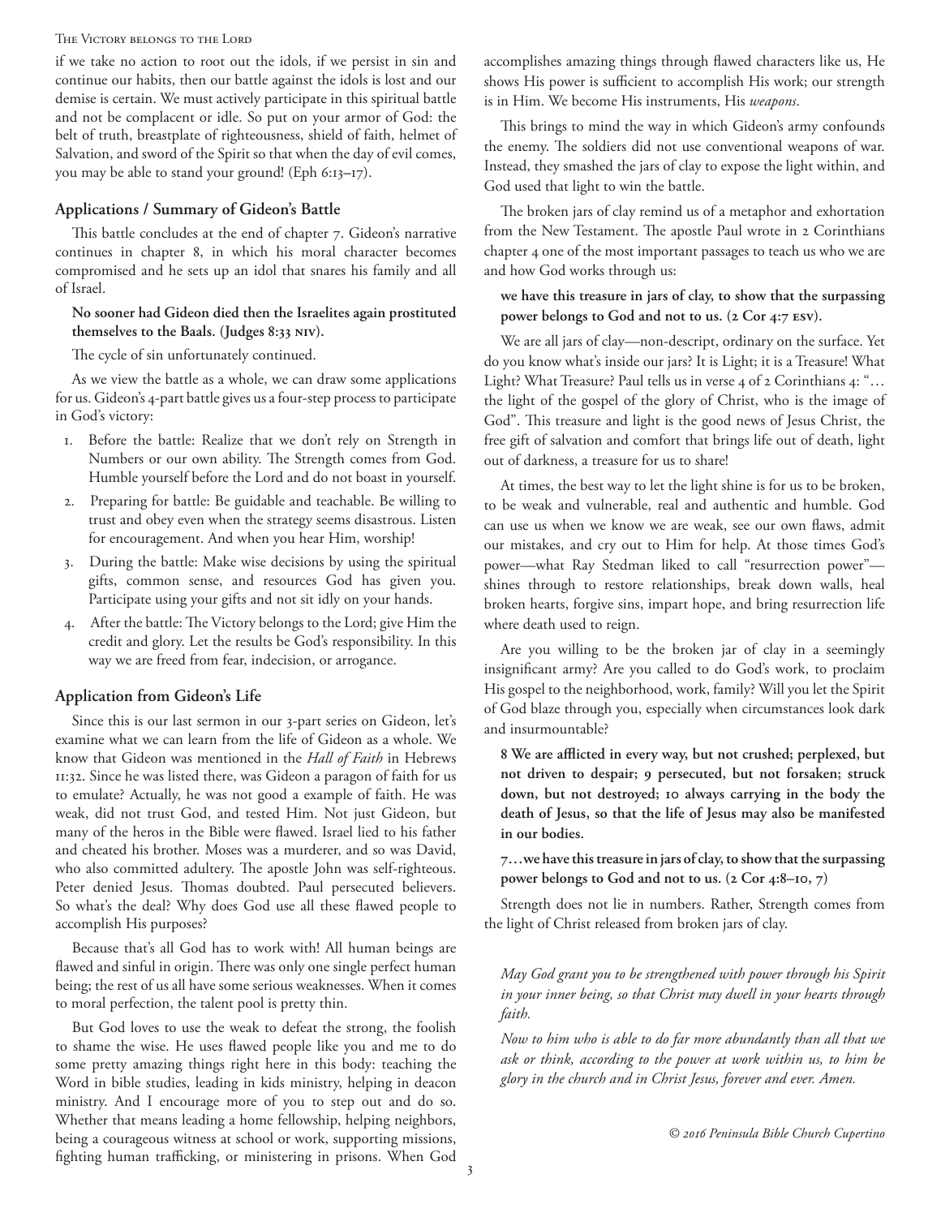if we take no action to root out the idols, if we persist in sin and continue our habits, then our battle against the idols is lost and our demise is certain. We must actively participate in this spiritual battle and not be complacent or idle. So put on your armor of God: the belt of truth, breastplate of righteousness, shield of faith, helmet of Salvation, and sword of the Spirit so that when the day of evil comes, you may be able to stand your ground! (Eph 6:13–17).

### Applications / Summary of Gideon's Battle

This battle concludes at the end of chapter 7. Gideon's narrative continues in chapter 8, in which his moral character becomes compromised and he sets up an idol that snares his family and all of Israel.

> **No sooner had Gideon died then the Israelites again prostituted themselves to the Baals. (Judges 8:33 NIV).**

The cycle of sin unfortunately continued.

As we view the battle as a whole, we can draw some applications for us. Gideon's 4-part battle gives us a four-step process to participate in God's victory:

1. Before the battle: Realize that we don't rely on Strength in Numbers or our own ability. The Strength comes from God. Humble yourself before the Lord and do not boast in yourself.
2. Preparing for battle: Be guidable and teachable. Be willing to trust and obey even when the strategy seems disastrous. Listen for encouragement. And when you hear Him, worship!
3. During the battle: Make wise decisions by using the spiritual gifts, common sense, and resources God has given you. Participate using your gifts and not sit idly on your hands.
4. After the battle: The Victory belongs to the Lord; give Him the credit and glory. Let the results be God's responsibility. In this way we are freed from fear, indecision, or arrogance.

### Application from Gideon's Life

Since this is our last sermon in our 3-part series on Gideon, let's examine what we can learn from the life of Gideon as a whole. We know that Gideon was mentioned in the *Hall of Faith* in Hebrews 11:32. Since he was listed there, was Gideon a paragon of faith for us to emulate? Actually, he was not good a example of faith. He was weak, did not trust God, and tested Him. Not just Gideon, but many of the heros in the Bible were flawed. Israel lied to his father and cheated his brother. Moses was a murderer, and so was David, who also committed adultery. The apostle John was self-righteous. Peter denied Jesus. Thomas doubted. Paul persecuted believers. So what's the deal? Why does God use all these flawed people to accomplish His purposes?

Because that's all God has to work with! All human beings are flawed and sinful in origin. There was only one single perfect human being; the rest of us all have some serious weaknesses. When it comes to moral perfection, the talent pool is pretty thin.

But God loves to use the weak to defeat the strong, the foolish to shame the wise. He uses flawed people like you and me to do some pretty amazing things right here in this body: teaching the Word in bible studies, leading in kids ministry, helping in deacon ministry. And I encourage more of you to step out and do so. Whether that means leading a home fellowship, helping neighbors, being a courageous witness at school or work, supporting missions, fighting human trafficking, or ministering in prisons. When God accomplishes amazing things through flawed characters like us, He shows His power is sufficient to accomplish His work; our strength is in Him. We become His instruments, His *weapons*.

This brings to mind the way in which Gideon's army confounds the enemy. The soldiers did not use conventional weapons of war. Instead, they smashed the jars of clay to expose the light within, and God used that light to win the battle.

The broken jars of clay remind us of a metaphor and exhortation from the New Testament. The apostle Paul wrote in 2 Corinthians chapter 4 one of the most important passages to teach us who we are and how God works through us:

> **we have this treasure in jars of clay, to show that the surpassing power belongs to God and not to us. (2 Cor 4:7 ESV).**

We are all jars of clay—non-descript, ordinary on the surface. Yet do you know what's inside our jars? It is Light; it is a Treasure! What Light? What Treasure? Paul tells us in verse 4 of 2 Corinthians 4: "… the light of the gospel of the glory of Christ, who is the image of God". This treasure and light is the good news of Jesus Christ, the free gift of salvation and comfort that brings life out of death, light out of darkness, a treasure for us to share!

At times, the best way to let the light shine is for us to be broken, to be weak and vulnerable, real and authentic and humble. God can use us when we know we are weak, see our own flaws, admit our mistakes, and cry out to Him for help. At those times God's power—what Ray Stedman liked to call "resurrection power"—shines through to restore relationships, break down walls, heal broken hearts, forgive sins, impart hope, and bring resurrection life where death used to reign.

Are you willing to be the broken jar of clay in a seemingly insignificant army? Are you called to do God's work, to proclaim His gospel to the neighborhood, work, family? Will you let the Spirit of God blaze through you, especially when circumstances look dark and insurmountable?

> **8 We are afflicted in every way, but not crushed; perplexed, but not driven to despair; 9 persecuted, but not forsaken; struck down, but not destroyed; 10 always carrying in the body the death of Jesus, so that the life of Jesus may also be manifested in our bodies.**
>
> **7…we have this treasure in jars of clay, to show that the surpassing power belongs to God and not to us. (2 Cor 4:8–10, 7)**

Strength does not lie in numbers. Rather, Strength comes from the light of Christ released from broken jars of clay.

*May God grant you to be strengthened with power through his Spirit in your inner being, so that Christ may dwell in your hearts through faith.*

*Now to him who is able to do far more abundantly than all that we ask or think, according to the power at work within us, to him be glory in the church and in Christ Jesus, forever and ever. Amen.*

*© 2016 Peninsula Bible Church Cupertino*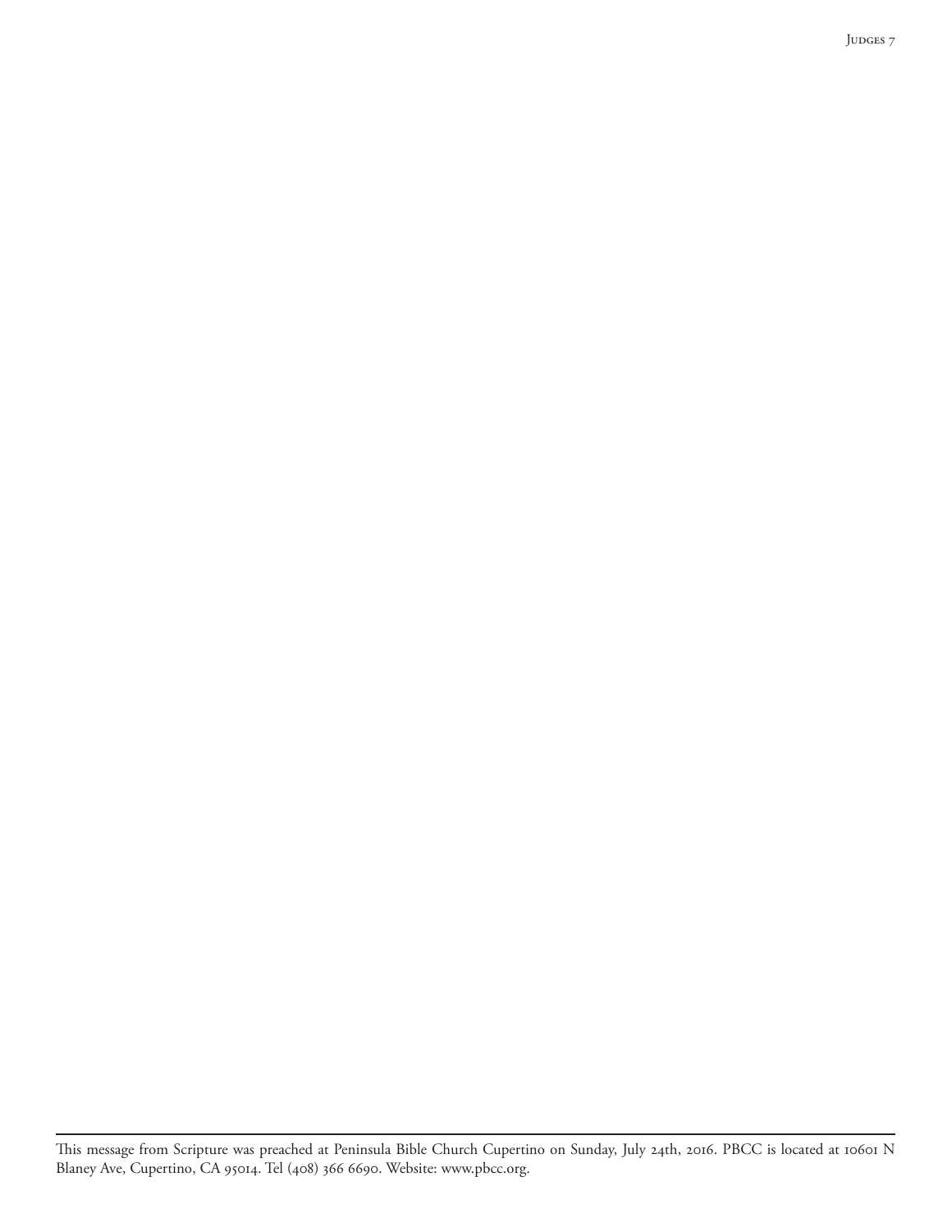This message from Scripture was preached at Peninsula Bible Church Cupertino on Sunday, July 24th, 2016. PBCC is located at 10601 N Blaney Ave, Cupertino, CA 95014. Tel (408) 366 6690. Website: www.pbcc.org.